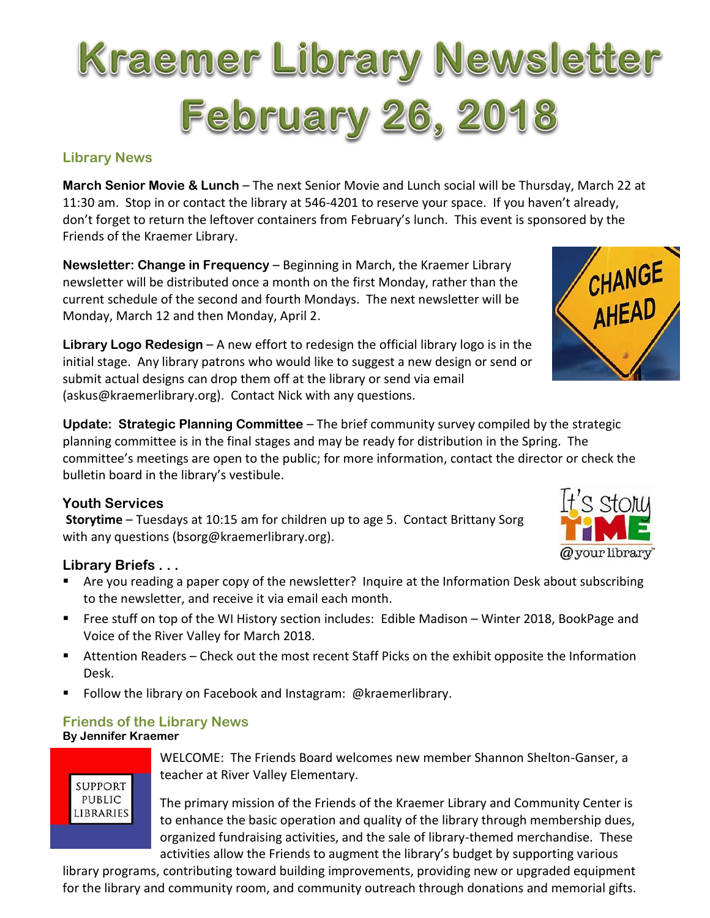# Kraemer Library Newsletter February 26, 2018

## Library News

**March Senior Movie & Lunch** – The next Senior Movie and Lunch social will be Thursday, March 22 at 11:30 am. Stop in or contact the library at 546-4201 to reserve your space. If you haven't already, don't forget to return the leftover containers from February's lunch. This event is sponsored by the Friends of the Kraemer Library.

**Newsletter: Change in Frequency** – Beginning in March, the Kraemer Library newsletter will be distributed once a month on the first Monday, rather than the current schedule of the second and fourth Mondays. The next newsletter will be Monday, March 12 and then Monday, April 2.

**Library Logo Redesign** – A new effort to redesign the official library logo is in the initial stage. Any library patrons who would like to suggest a new design or send or submit actual designs can drop them off at the library or send via email (askus@kraemerlibrary.org). Contact Nick with any questions.

**Update: Strategic Planning Committee** – The brief community survey compiled by the strategic planning committee is in the final stages and may be ready for distribution in the Spring. The committee's meetings are open to the public; for more information, contact the director or check the bulletin board in the library's vestibule.

### Youth Services

**Storytime** – Tuesdays at 10:15 am for children up to age 5. Contact Brittany Sorg with any questions (bsorg@kraemerlibrary.org).

### Library Briefs . . .

- Are you reading a paper copy of the newsletter? Inquire at the Information Desk about subscribing to the newsletter, and receive it via email each month.
- Free stuff on top of the WI History section includes: Edible Madison – Winter 2018, BookPage and Voice of the River Valley for March 2018.
- Attention Readers – Check out the most recent Staff Picks on the exhibit opposite the Information Desk.
- Follow the library on Facebook and Instagram: @kraemerlibrary.

## Friends of the Library News

**By Jennifer Kraemer**

WELCOME: The Friends Board welcomes new member Shannon Shelton-Ganser, a teacher at River Valley Elementary.

The primary mission of the Friends of the Kraemer Library and Community Center is to enhance the basic operation and quality of the library through membership dues, organized fundraising activities, and the sale of library-themed merchandise. These activities allow the Friends to augment the library's budget by supporting various library programs, contributing toward building improvements, providing new or upgraded equipment for the library and community room, and community outreach through donations and memorial gifts.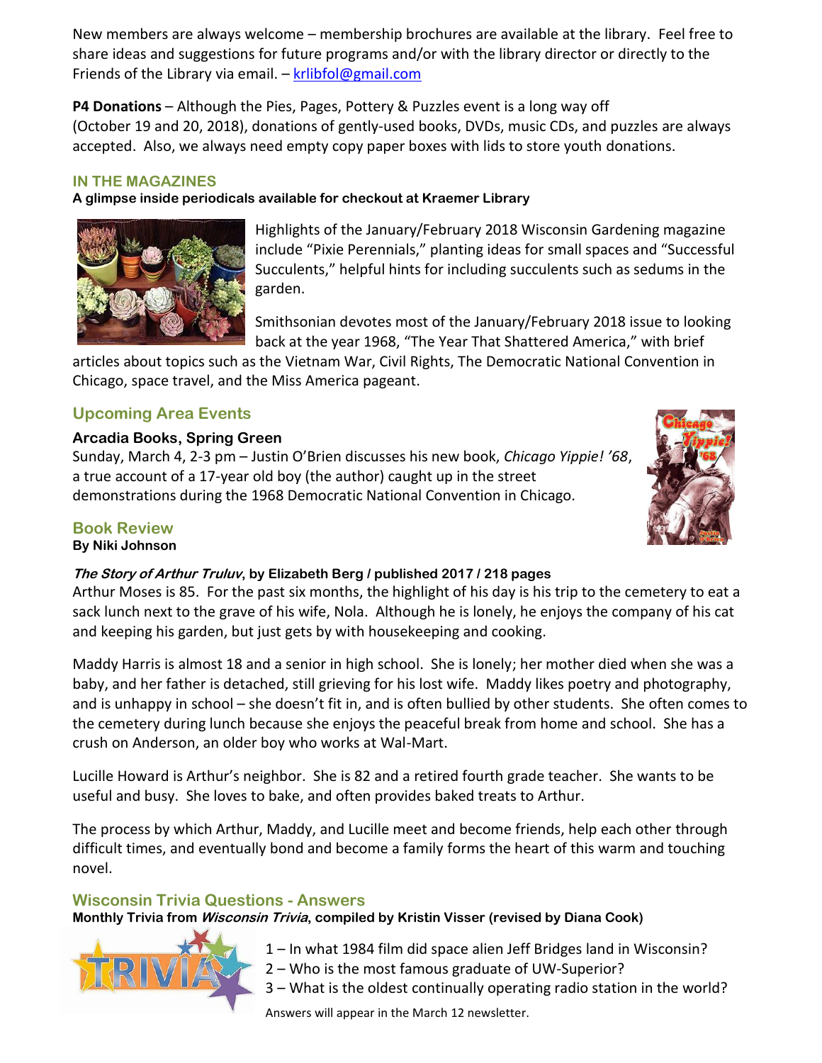New members are always welcome – membership brochures are available at the library. Feel free to share ideas and suggestions for future programs and/or with the library director or directly to the Friends of the Library via email. – krlibfol@gmail.com

**P4 Donations** – Although the Pies, Pages, Pottery & Puzzles event is a long way off (October 19 and 20, 2018), donations of gently-used books, DVDs, music CDs, and puzzles are always accepted. Also, we always need empty copy paper boxes with lids to store youth donations.

## IN THE MAGAZINES

**A glimpse inside periodicals available for checkout at Kraemer Library**

Highlights of the January/February 2018 Wisconsin Gardening magazine include "Pixie Perennials," planting ideas for small spaces and "Successful Succulents," helpful hints for including succulents such as sedums in the garden.

Smithsonian devotes most of the January/February 2018 issue to looking back at the year 1968, "The Year That Shattered America," with brief articles about topics such as the Vietnam War, Civil Rights, The Democratic National Convention in Chicago, space travel, and the Miss America pageant.

## Upcoming Area Events

### Arcadia Books, Spring Green

Sunday, March 4, 2-3 pm – Justin O'Brien discusses his new book, *Chicago Yippie! '68*, a true account of a 17-year old boy (the author) caught up in the street demonstrations during the 1968 Democratic National Convention in Chicago.

## Book Review

**By Niki Johnson**

***The Story of Arthur Truluv*, by Elizabeth Berg / published 2017 / 218 pages**

Arthur Moses is 85. For the past six months, the highlight of his day is his trip to the cemetery to eat a sack lunch next to the grave of his wife, Nola. Although he is lonely, he enjoys the company of his cat and keeping his garden, but just gets by with housekeeping and cooking.

Maddy Harris is almost 18 and a senior in high school. She is lonely; her mother died when she was a baby, and her father is detached, still grieving for his lost wife. Maddy likes poetry and photography, and is unhappy in school – she doesn't fit in, and is often bullied by other students. She often comes to the cemetery during lunch because she enjoys the peaceful break from home and school. She has a crush on Anderson, an older boy who works at Wal-Mart.

Lucille Howard is Arthur's neighbor. She is 82 and a retired fourth grade teacher. She wants to be useful and busy. She loves to bake, and often provides baked treats to Arthur.

The process by which Arthur, Maddy, and Lucille meet and become friends, help each other through difficult times, and eventually bond and become a family forms the heart of this warm and touching novel.

## Wisconsin Trivia Questions - Answers

**Monthly Trivia from *Wisconsin Trivia*, compiled by Kristin Visser (revised by Diana Cook)**

1 – In what 1984 film did space alien Jeff Bridges land in Wisconsin?
2 – Who is the most famous graduate of UW-Superior?
3 – What is the oldest continually operating radio station in the world?

Answers will appear in the March 12 newsletter.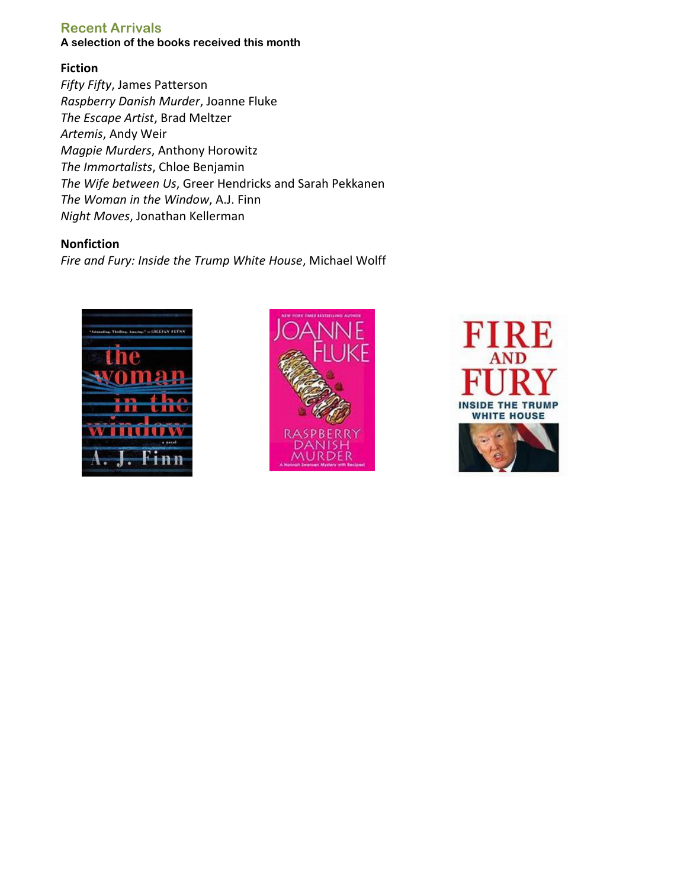## Recent Arrivals

**A selection of the books received this month**

### Fiction

*Fifty Fifty*, James Patterson
*Raspberry Danish Murder*, Joanne Fluke
*The Escape Artist*, Brad Meltzer
*Artemis*, Andy Weir
*Magpie Murders*, Anthony Horowitz
*The Immortalists*, Chloe Benjamin
*The Wife between Us*, Greer Hendricks and Sarah Pekkanen
*The Woman in the Window*, A.J. Finn
*Night Moves*, Jonathan Kellerman

### Nonfiction

*Fire and Fury: Inside the Trump White House*, Michael Wolff